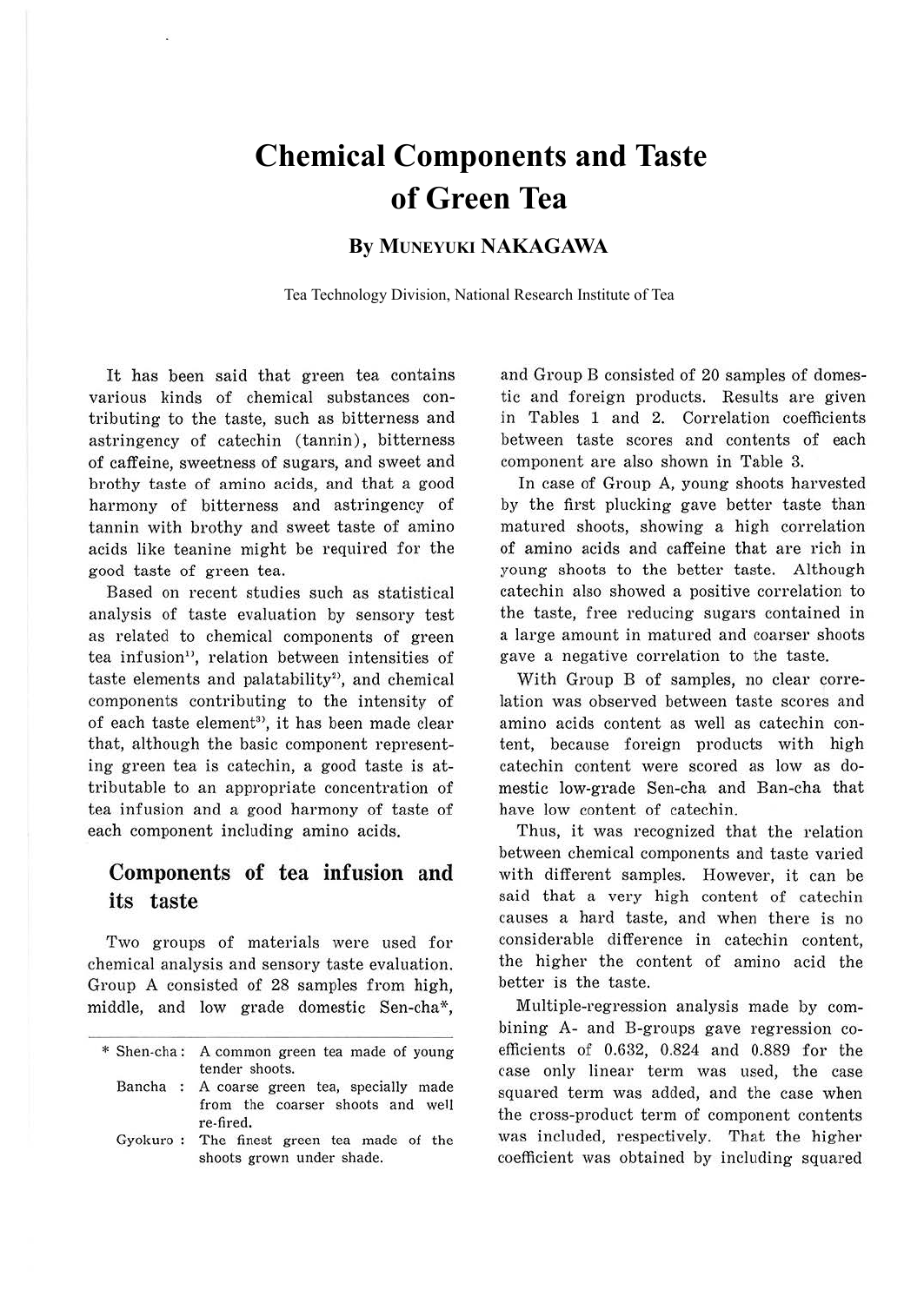# Chemical Components and Taste of Green Tea

## By MUNEYUKI NAKAGAWA

Tea Technology Division, National Research Institute of Tea

It has been said that green tea contains various kinds of chemical substances contributing to the taste, such as bitterness and astringency of catechin (tannin), bitterness of caffeine, sweetness of sugars, and sweet and brothy taste of amino acids, and that a good harmony of bitterness and astringency of tannin with brothy and sweet taste of amino acids like teanine might be required for the good taste of green tea.

Based on recent studies such as statistical analysis of taste evaluation by sensory test as related to chemical components of green tea infusion[1], relation between intensities of taste elements and palatability[2], and chemical components contributing to the intensity of of each taste element[3], it has been made clear that, although the basic component representing green tea is catechin, a good taste is attributable to an appropriate concentration of tea infusion and a good harmony of taste of each component including amino acids.

## Components of tea infusion and its taste

Two groups of materials were used for chemical analysis and sensory taste evaluation. Group A consisted of 28 samples from high, middle, and low grade domestic Sen-cha*, and Group B consisted of 20 samples of domestic and foreign products. Results are given in Tables 1 and 2. Correlation coefficients between taste scores and contents of each component are also shown in Table 3.

In case of Group A, young shoots harvested by the first plucking gave better taste than matured shoots, showing a high correlation of amino acids and caffeine that are rich in young shoots to the better taste. Although catechin also showed a positive correlation to the taste, free reducing sugars contained in a large amount in matured and coarser shoots gave a negative correlation to the taste.

With Group B of samples, no clear correlation was observed between taste scores and amino acids content as well as catechin content, because foreign products with high catechin content were scored as low as domestic low-grade Sen-cha and Ban-cha that have low content of catechin.

Thus, it was recognized that the relation between chemical components and taste varied with different samples. However, it can be said that a very high content of catechin causes a hard taste, and when there is no considerable difference in catechin content, the higher the content of amino acid the better is the taste.

Multiple-regression analysis made by combining A- and B-groups gave regression coefficients of 0.632, 0.824 and 0.889 for the case only linear term was used, the case squared term was added, and the case when the cross-product term of component contents was included, respectively. That the higher coefficient was obtained by including squared

---

\* Shen-cha : A common green tea made of young tender shoots.

Bancha : A coarse green tea, specially made from the coarser shoots and well re-fired.

Gyokuro : The finest green tea made of the shoots grown under shade.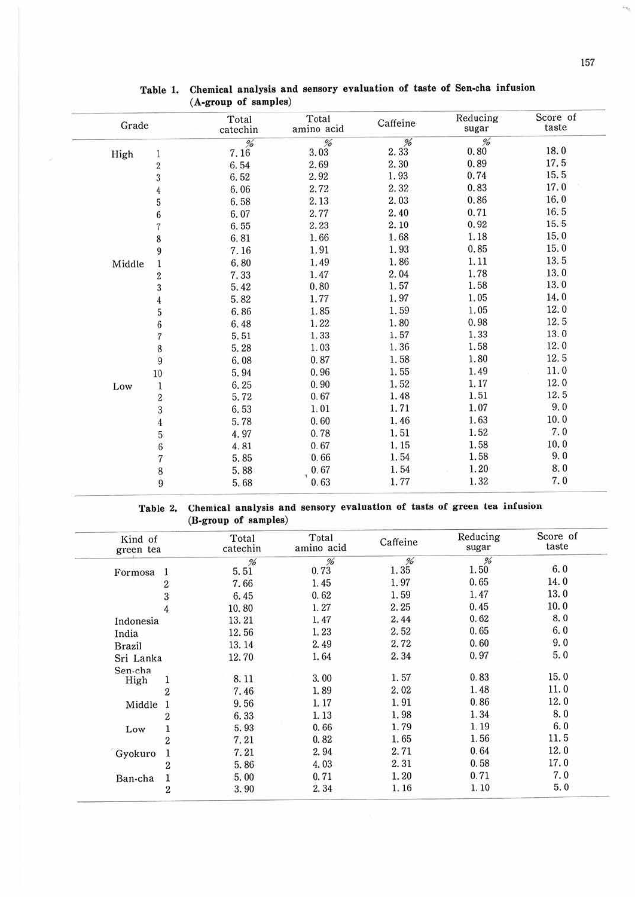**Table 1. Chemical analysis and sensory evaluation of taste of Sen-cha infusion (A-group of samples)**

| Grade | | Total catechin | Total amino acid | Caffeine | Reducing sugar | Score of taste |
|---|---|---|---|---|---|---|
| | | % | % | % | % | |
| High | 1 | 7.16 | 3.03 | 2.33 | 0.80 | 18.0 |
| | 2 | 6.54 | 2.69 | 2.30 | 0.89 | 17.5 |
| | 3 | 6.52 | 2.92 | 1.93 | 0.74 | 15.5 |
| | 4 | 6.06 | 2.72 | 2.32 | 0.83 | 17.0 |
| | 5 | 6.58 | 2.13 | 2.03 | 0.86 | 16.0 |
| | 6 | 6.07 | 2.77 | 2.40 | 0.71 | 16.5 |
| | 7 | 6.55 | 2.23 | 2.10 | 0.92 | 15.5 |
| | 8 | 6.81 | 1.66 | 1.68 | 1.18 | 15.0 |
| | 9 | 7.16 | 1.91 | 1.93 | 0.85 | 15.0 |
| Middle | 1 | 6.80 | 1.49 | 1.86 | 1.11 | 13.5 |
| | 2 | 7.33 | 1.47 | 2.04 | 1.78 | 13.0 |
| | 3 | 5.42 | 0.80 | 1.57 | 1.58 | 13.0 |
| | 4 | 5.82 | 1.77 | 1.97 | 1.05 | 14.0 |
| | 5 | 6.86 | 1.85 | 1.59 | 1.05 | 12.0 |
| | 6 | 6.48 | 1.22 | 1.80 | 0.98 | 12.5 |
| | 7 | 5.51 | 1.33 | 1.57 | 1.33 | 13.0 |
| | 8 | 5.28 | 1.03 | 1.36 | 1.58 | 12.0 |
| | 9 | 6.08 | 0.87 | 1.58 | 1.80 | 12.5 |
| | 10 | 5.94 | 0.96 | 1.55 | 1.49 | 11.0 |
| Low | 1 | 6.25 | 0.90 | 1.52 | 1.17 | 12.0 |
| | 2 | 5.72 | 0.67 | 1.48 | 1.51 | 12.5 |
| | 3 | 6.53 | 1.01 | 1.71 | 1.07 | 9.0 |
| | 4 | 5.78 | 0.60 | 1.46 | 1.63 | 10.0 |
| | 5 | 4.97 | 0.78 | 1.51 | 1.52 | 7.0 |
| | 6 | 4.81 | 0.67 | 1.15 | 1.58 | 10.0 |
| | 7 | 5.85 | 0.66 | 1.54 | 1.58 | 9.0 |
| | 8 | 5.88 | 0.67 | 1.54 | 1.20 | 8.0 |
| | 9 | 5.68 | 0.63 | 1.77 | 1.32 | 7.0 |

**Table 2. Chemical analysis and sensory evaluation of tasts of green tea infusion (B-group of samples)**

| Kind of green tea | | Total catechin | Total amino acid | Caffeine | Reducing sugar | Score of taste |
|---|---|---|---|---|---|---|
| | | % | % | % | % | |
| Formosa | 1 | 5.51 | 0.73 | 1.35 | 1.50 | 6.0 |
| | 2 | 7.66 | 1.45 | 1.97 | 0.65 | 14.0 |
| | 3 | 6.45 | 0.62 | 1.59 | 1.47 | 13.0 |
| | 4 | 10.80 | 1.27 | 2.25 | 0.45 | 10.0 |
| Indonesia | | 13.21 | 1.47 | 2.44 | 0.62 | 8.0 |
| India | | 12.56 | 1.23 | 2.52 | 0.65 | 6.0 |
| Brazil | | 13.14 | 2.49 | 2.72 | 0.60 | 9.0 |
| Sri Lanka | | 12.70 | 1.64 | 2.34 | 0.97 | 5.0 |
| Sen-cha High | 1 | 8.11 | 3.00 | 1.57 | 0.83 | 15.0 |
| | 2 | 7.46 | 1.89 | 2.02 | 1.48 | 11.0 |
| Middle | 1 | 9.56 | 1.17 | 1.91 | 0.86 | 12.0 |
| | 2 | 6.33 | 1.13 | 1.98 | 1.34 | 8.0 |
| Low | 1 | 5.93 | 0.66 | 1.79 | 1.19 | 6.0 |
| | 2 | 7.21 | 0.82 | 1.65 | 1.56 | 11.5 |
| Gyokuro | 1 | 7.21 | 2.94 | 2.71 | 0.64 | 12.0 |
| | 2 | 5.86 | 4.03 | 2.31 | 0.58 | 17.0 |
| Ban-cha | 1 | 5.00 | 0.71 | 1.20 | 0.71 | 7.0 |
| | 2 | 3.90 | 2.34 | 1.16 | 1.10 | 5.0 |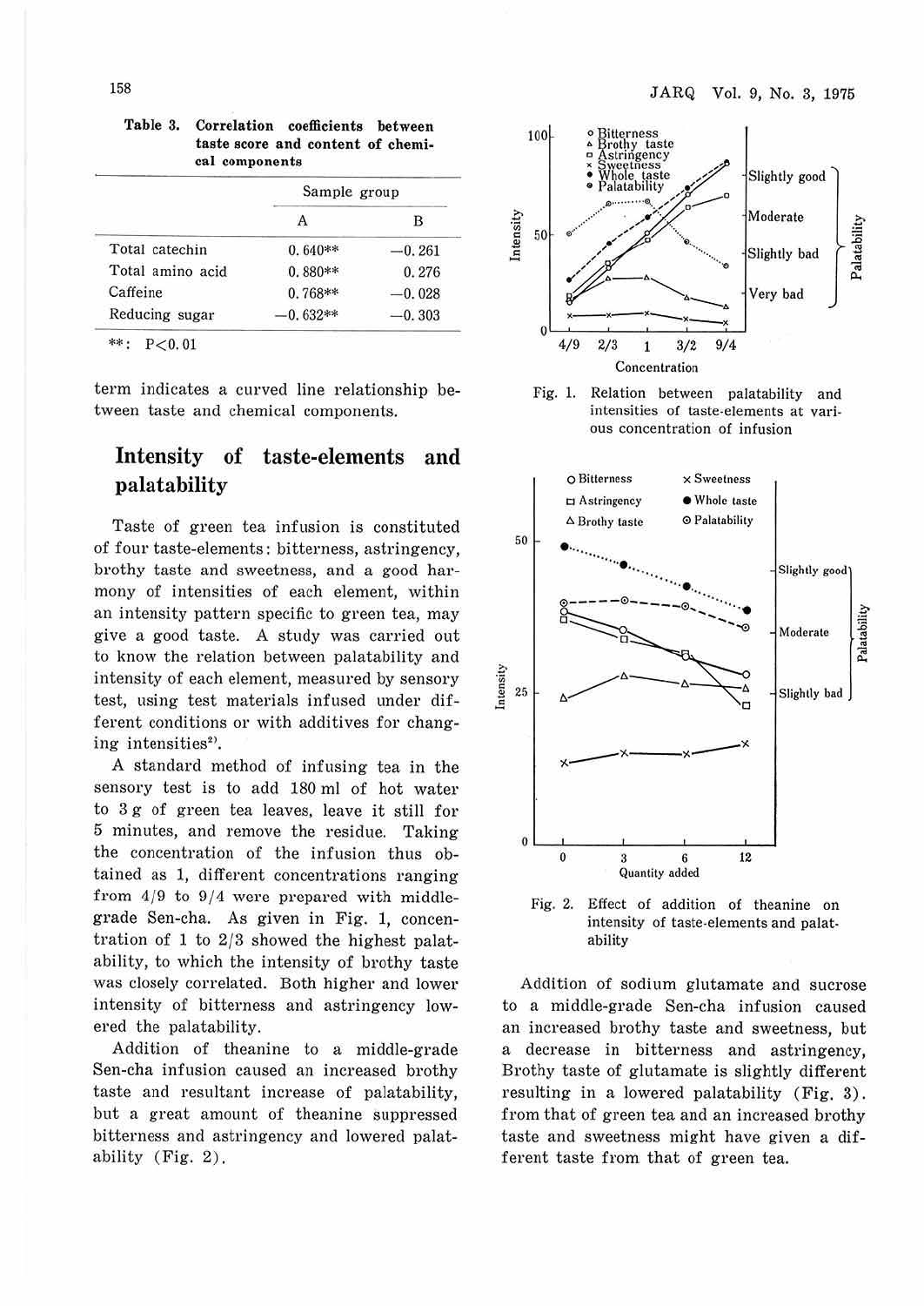Table 3. Correlation coefficients between taste score and content of chemical components

| | Sample group | |
|---|---|---|
| | A | B |
| Total catechin | 0.640** | −0.261 |
| Total amino acid | 0.880** | 0.276 |
| Caffeine | 0.768** | −0.028 |
| Reducing sugar | −0.632** | −0.303 |

**: $P<0.01$

term indicates a curved line relationship between taste and chemical components.

## Intensity of taste-elements and palatability

Taste of green tea infusion is constituted of four taste-elements: bitterness, astringency, brothy taste and sweetness, and a good harmony of intensities of each element, within an intensity pattern specific to green tea, may give a good taste. A study was carried out to know the relation between palatability and intensity of each element, measured by sensory test, using test materials infused under different conditions or with additives for changing intensities[2].

A standard method of infusing tea in the sensory test is to add 180 ml of hot water to 3 g of green tea leaves, leave it still for 5 minutes, and remove the residue. Taking the concentration of the infusion thus obtained as 1, different concentrations ranging from 4/9 to 9/4 were prepared with middle-grade Sen-cha. As given in Fig. 1, concentration of 1 to 2/3 showed the highest palatability, to which the intensity of brothy taste was closely correlated. Both higher and lower intensity of bitterness and astringency lowered the palatability.

Addition of theanine to a middle-grade Sen-cha infusion caused an increased brothy taste and resultant increase of palatability, but a great amount of theanine suppressed bitterness and astringency and lowered palatability (Fig. 2).

Fig. 1. Relation between palatability and intensities of taste-elements at various concentration of infusion

Fig. 2. Effect of addition of theanine on intensity of taste-elements and palatability

Addition of sodium glutamate and sucrose to a middle-grade Sen-cha infusion caused an increased brothy taste and sweetness, but a decrease in bitterness and astringency, Brothy taste of glutamate is slightly different resulting in a lowered palatability (Fig. 3). from that of green tea and an increased brothy taste and sweetness might have given a different taste from that of green tea.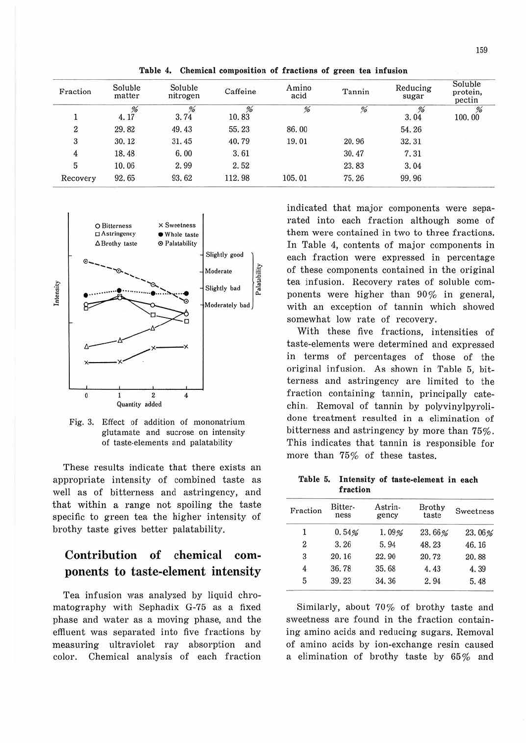Table 4. Chemical composition of fractions of green tea infusion

| Fraction | Soluble matter | Soluble nitrogen | Caffeine | Amino acid | Tannin | Reducing sugar | Soluble protein, pectin |
|---|---|---|---|---|---|---|---|
| | % | % | % | % | % | % | % |
| 1 | 4.17 | 3.74 | 10.83 | | | 3.04 | 100.00 |
| 2 | 29.82 | 49.43 | 55.23 | 86.00 | | 54.26 | |
| 3 | 30.12 | 31.45 | 40.79 | 19.01 | 20.96 | 32.31 | |
| 4 | 18.48 | 6.00 | 3.61 | | 30.47 | 7.31 | |
| 5 | 10.06 | 2.99 | 2.52 | | 23.83 | 3.04 | |
| Recovery | 92.65 | 93.62 | 112.98 | 105.01 | 75.26 | 99.96 | |

Fig. 3. Effect of addition of mononatrium glutamate and sucrose on intensity of taste-elements and palatability

These results indicate that there exists an appropriate intensity of combined taste as well as of bitterness and astringency, and that within a range not spoiling the taste specific to green tea the higher intensity of brothy taste gives better palatability.

## Contribution of chemical components to taste-element intensity

Tea infusion was analyzed by liquid chromatography with Sephadix G-75 as a fixed phase and water as a moving phase, and the effluent was separated into five fractions by measuring ultraviolet ray absorption and color. Chemical analysis of each fraction indicated that major components were separated into each fraction although some of them were contained in two to three fractions. In Table 4, contents of major components in each fraction were expressed in percentage of these components contained in the original tea infusion. Recovery rates of soluble components were higher than 90% in general, with an exception of tannin which showed somewhat low rate of recovery.

With these five fractions, intensities of taste-elements were determined and expressed in terms of percentages of those of the original infusion. As shown in Table 5, bitterness and astringency are limited to the fraction containing tannin, principally catechin. Removal of tannin by polyvinylpyrolidone treatment resulted in a elimination of bitterness and astringency by more than 75%. This indicates that tannin is responsible for more than 75% of these tastes.

Table 5. Intensity of taste-element in each fraction

| Fraction | Bitterness | Astringency | Brothy taste | Sweetness |
|---|---|---|---|---|
| 1 | 0.54% | 1.09% | 23.66% | 23.06% |
| 2 | 3.26 | 5.94 | 48.23 | 46.16 |
| 3 | 20.16 | 22.90 | 20.72 | 20.88 |
| 4 | 36.78 | 35.68 | 4.43 | 4.39 |
| 5 | 39.23 | 34.36 | 2.94 | 5.48 |

Similarly, about 70% of brothy taste and sweetness are found in the fraction containing amino acids and reducing sugars. Removal of amino acids by ion-exchange resin caused a elimination of brothy taste by 65% and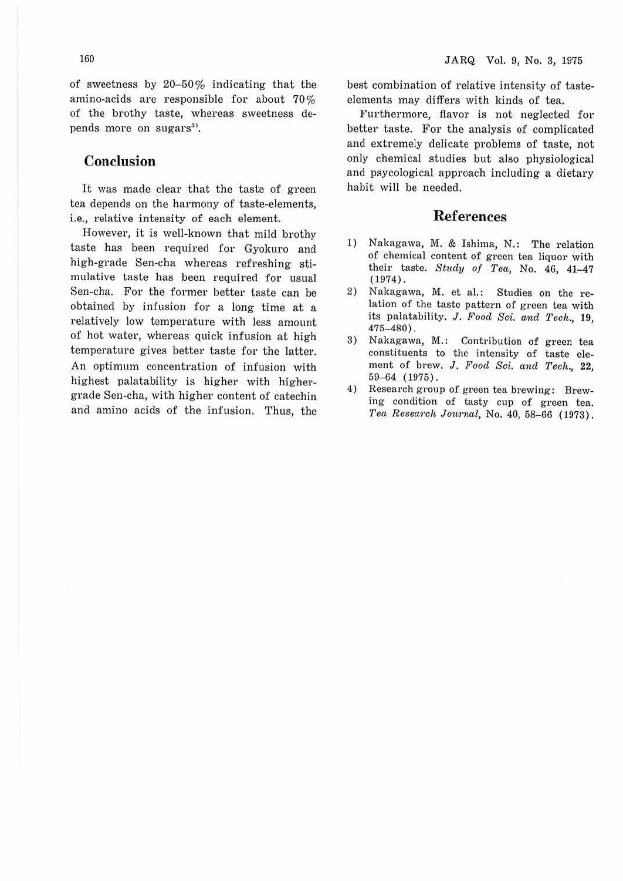of sweetness by 20–50% indicating that the amino-acids are responsible for about 70% of the brothy taste, whereas sweetness depends more on sugars[3].

## Conclusion

It was made clear that the taste of green tea depends on the harmony of taste-elements, i.e., relative intensity of each element.

However, it is well-known that mild brothy taste has been required for Gyokuro and high-grade Sen-cha whereas refreshing stimulative taste has been required for usual Sen-cha. For the former better taste can be obtained by infusion for a long time at a relatively low temperature with less amount of hot water, whereas quick infusion at high temperature gives better taste for the latter. An optimum concentration of infusion with highest palatability is higher with higher-grade Sen-cha, with higher content of catechin and amino acids of the infusion. Thus, the best combination of relative intensity of taste-elements may differs with kinds of tea.

Furthermore, flavor is not neglected for better taste. For the analysis of complicated and extremely delicate problems of taste, not only chemical studies but also physiological and psycological approach including a dietary habit will be needed.

## References

1) Nakagawa, M. & Ishima, N.: The relation of chemical content of green tea liquor with their taste. *Study of Tea*, No. 46, 41–47 (1974).
2) Nakagawa, M. et al.: Studies on the relation of the taste pattern of green tea with its palatability. *J. Food Sci. and Tech.*, **19**, 475–480).
3) Nakagawa, M.: Contribution of green tea constituents to the intensity of taste element of brew. *J. Food Sci. and Tech.*, **22**, 59–64 (1975).
4) Research group of green tea brewing: Brewing condition of tasty cup of green tea. *Tea Research Journal*, No. 40, 58–66 (1973).